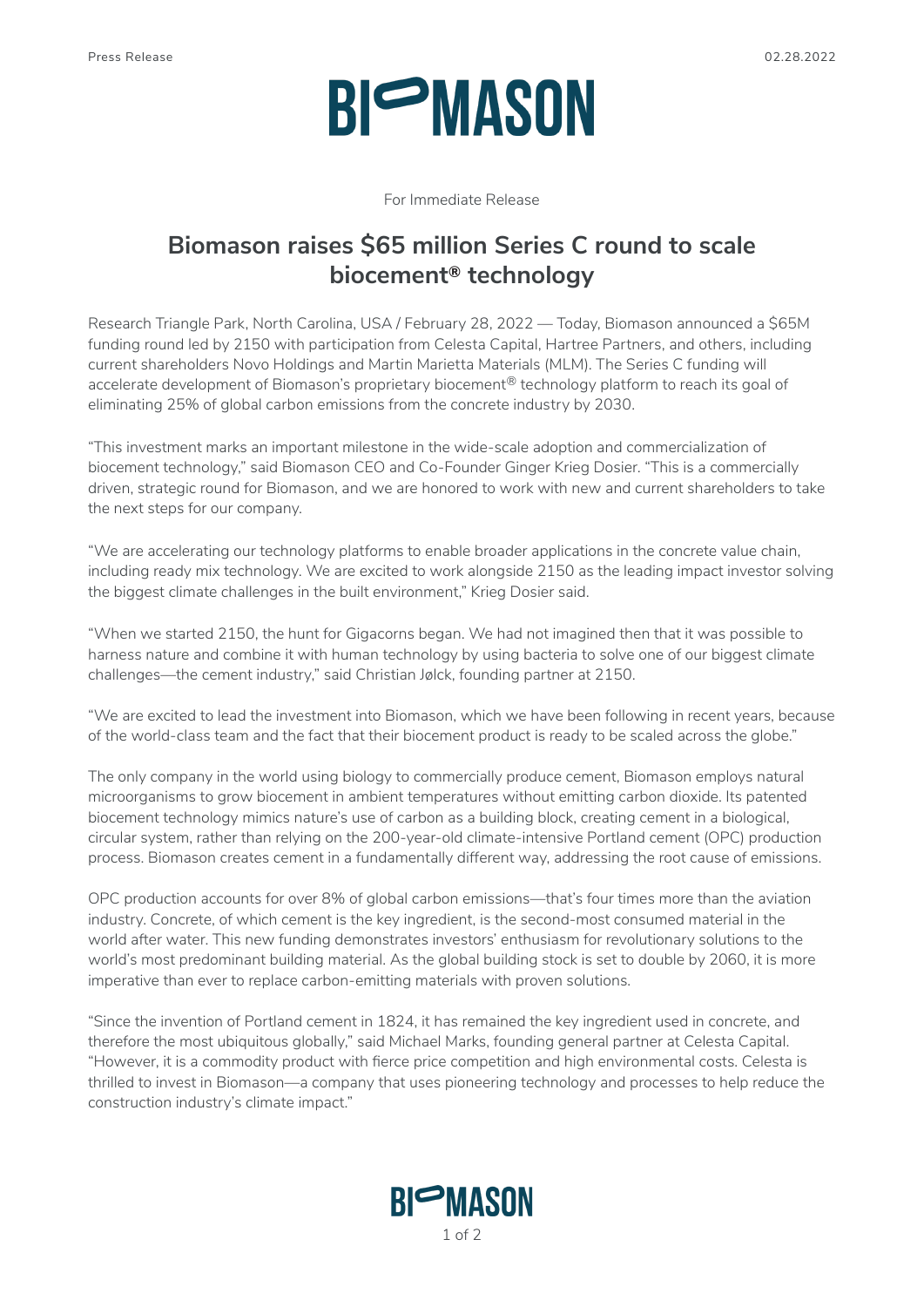Press Release 02.28.2022

# BIOMASON

For Immediate Release

## Biomason raises $65 million Series C round to scale biocement® technology

Research Triangle Park, North Carolina, USA / February 28, 2022 — Today, Biomason announced a $65M funding round led by 2150 with participation from Celesta Capital, Hartree Partners, and others, including current shareholders Novo Holdings and Martin Marietta Materials (MLM). The Series C funding will accelerate development of Biomason's proprietary biocement® technology platform to reach its goal of eliminating 25% of global carbon emissions from the concrete industry by 2030.

"This investment marks an important milestone in the wide-scale adoption and commercialization of biocement technology," said Biomason CEO and Co-Founder Ginger Krieg Dosier. "This is a commercially driven, strategic round for Biomason, and we are honored to work with new and current shareholders to take the next steps for our company.

"We are accelerating our technology platforms to enable broader applications in the concrete value chain, including ready mix technology. We are excited to work alongside 2150 as the leading impact investor solving the biggest climate challenges in the built environment," Krieg Dosier said.

"When we started 2150, the hunt for Gigacorns began. We had not imagined then that it was possible to harness nature and combine it with human technology by using bacteria to solve one of our biggest climate challenges—the cement industry," said Christian Jølck, founding partner at 2150.

"We are excited to lead the investment into Biomason, which we have been following in recent years, because of the world-class team and the fact that their biocement product is ready to be scaled across the globe."

The only company in the world using biology to commercially produce cement, Biomason employs natural microorganisms to grow biocement in ambient temperatures without emitting carbon dioxide. Its patented biocement technology mimics nature's use of carbon as a building block, creating cement in a biological, circular system, rather than relying on the 200-year-old climate-intensive Portland cement (OPC) production process. Biomason creates cement in a fundamentally different way, addressing the root cause of emissions.

OPC production accounts for over 8% of global carbon emissions—that's four times more than the aviation industry. Concrete, of which cement is the key ingredient, is the second-most consumed material in the world after water. This new funding demonstrates investors' enthusiasm for revolutionary solutions to the world's most predominant building material. As the global building stock is set to double by 2060, it is more imperative than ever to replace carbon-emitting materials with proven solutions.

"Since the invention of Portland cement in 1824, it has remained the key ingredient used in concrete, and therefore the most ubiquitous globally," said Michael Marks, founding general partner at Celesta Capital. "However, it is a commodity product with fierce price competition and high environmental costs. Celesta is thrilled to invest in Biomason—a company that uses pioneering technology and processes to help reduce the construction industry's climate impact."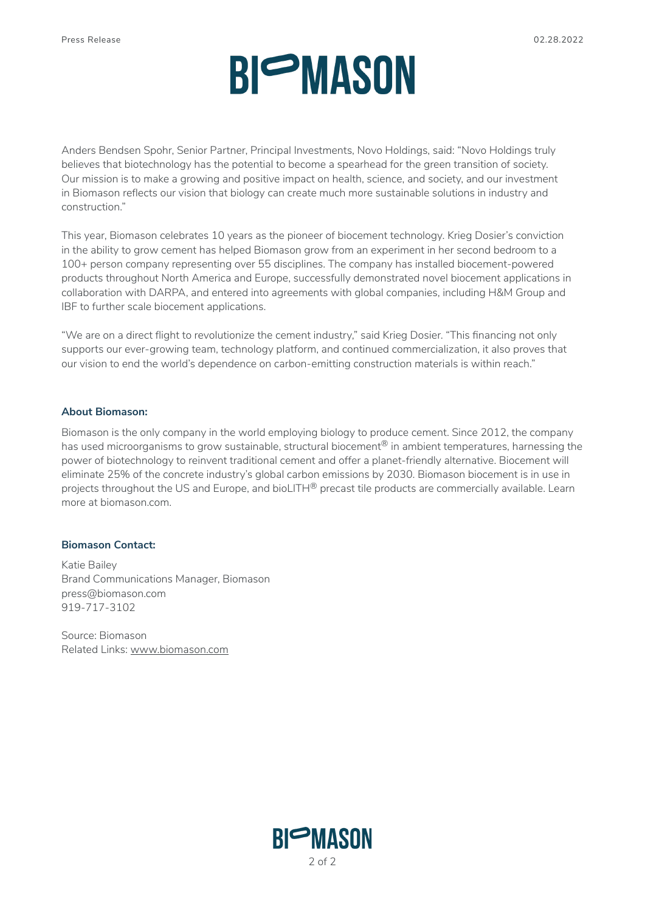Anders Bendsen Spohr, Senior Partner, Principal Investments, Novo Holdings, said: "Novo Holdings truly believes that biotechnology has the potential to become a spearhead for the green transition of society. Our mission is to make a growing and positive impact on health, science, and society, and our investment in Biomason reflects our vision that biology can create much more sustainable solutions in industry and construction."

This year, Biomason celebrates 10 years as the pioneer of biocement technology. Krieg Dosier's conviction in the ability to grow cement has helped Biomason grow from an experiment in her second bedroom to a 100+ person company representing over 55 disciplines. The company has installed biocement-powered products throughout North America and Europe, successfully demonstrated novel biocement applications in collaboration with DARPA, and entered into agreements with global companies, including H&M Group and IBF to further scale biocement applications.

"We are on a direct flight to revolutionize the cement industry," said Krieg Dosier. "This financing not only supports our ever-growing team, technology platform, and continued commercialization, it also proves that our vision to end the world's dependence on carbon-emitting construction materials is within reach."

**About Biomason:**

Biomason is the only company in the world employing biology to produce cement. Since 2012, the company has used microorganisms to grow sustainable, structural biocement® in ambient temperatures, harnessing the power of biotechnology to reinvent traditional cement and offer a planet-friendly alternative. Biocement will eliminate 25% of the concrete industry's global carbon emissions by 2030. Biomason biocement is in use in projects throughout the US and Europe, and bioLITH® precast tile products are commercially available. Learn more at biomason.com.

**Biomason Contact:**

Katie Bailey
Brand Communications Manager, Biomason
press@biomason.com
919-717-3102

Source: Biomason
Related Links: www.biomason.com